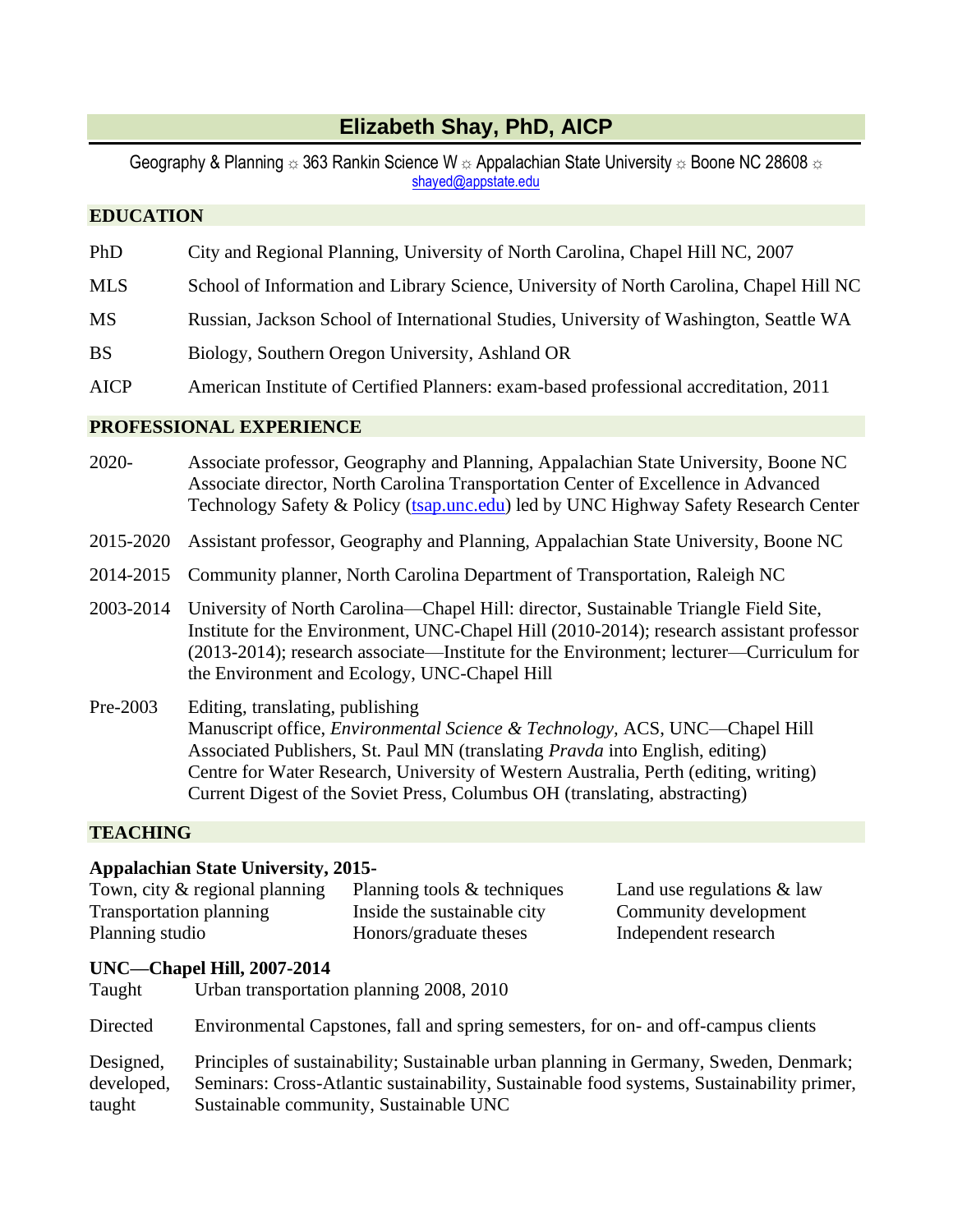# Elizabeth Shay, PhD, AICP

Geography & Planning ☼ 363 Rankin Science W ☼ Appalachian State University ☼ Boone NC 28608 ☼ shayed@appstate.edu

## EDUCATION

| | |
|---|---|
| PhD | City and Regional Planning, University of North Carolina, Chapel Hill NC, 2007 |
| MLS | School of Information and Library Science, University of North Carolina, Chapel Hill NC |
| MS | Russian, Jackson School of International Studies, University of Washington, Seattle WA |
| BS | Biology, Southern Oregon University, Ashland OR |
| AICP | American Institute of Certified Planners: exam-based professional accreditation, 2011 |

## PROFESSIONAL EXPERIENCE

| | |
|---|---|
| 2020- | Associate professor, Geography and Planning, Appalachian State University, Boone NC<br>Associate director, North Carolina Transportation Center of Excellence in Advanced Technology Safety & Policy (tsap.unc.edu) led by UNC Highway Safety Research Center |
| 2015-2020 | Assistant professor, Geography and Planning, Appalachian State University, Boone NC |
| 2014-2015 | Community planner, North Carolina Department of Transportation, Raleigh NC |
| 2003-2014 | University of North Carolina—Chapel Hill: director, Sustainable Triangle Field Site, Institute for the Environment, UNC-Chapel Hill (2010-2014); research assistant professor (2013-2014); research associate—Institute for the Environment; lecturer—Curriculum for the Environment and Ecology, UNC-Chapel Hill |
| Pre-2003 | Editing, translating, publishing<br>Manuscript office, *Environmental Science & Technology,* ACS, UNC—Chapel Hill<br>Associated Publishers, St. Paul MN (translating *Pravda* into English, editing)<br>Centre for Water Research, University of Western Australia, Perth (editing, writing)<br>Current Digest of the Soviet Press, Columbus OH (translating, abstracting) |

## TEACHING

**Appalachian State University, 2015-**

- Town, city & regional planning
- Transportation planning
- Planning studio
- Planning tools & techniques
- Inside the sustainable city
- Honors/graduate theses
- Land use regulations & law
- Community development
- Independent research

**UNC—Chapel Hill, 2007-2014**

| | |
|---|---|
| Taught | Urban transportation planning 2008, 2010 |
| Directed | Environmental Capstones, fall and spring semesters, for on- and off-campus clients |
| Designed, developed, taught | Principles of sustainability; Sustainable urban planning in Germany, Sweden, Denmark; Seminars: Cross-Atlantic sustainability, Sustainable food systems, Sustainability primer, Sustainable community, Sustainable UNC |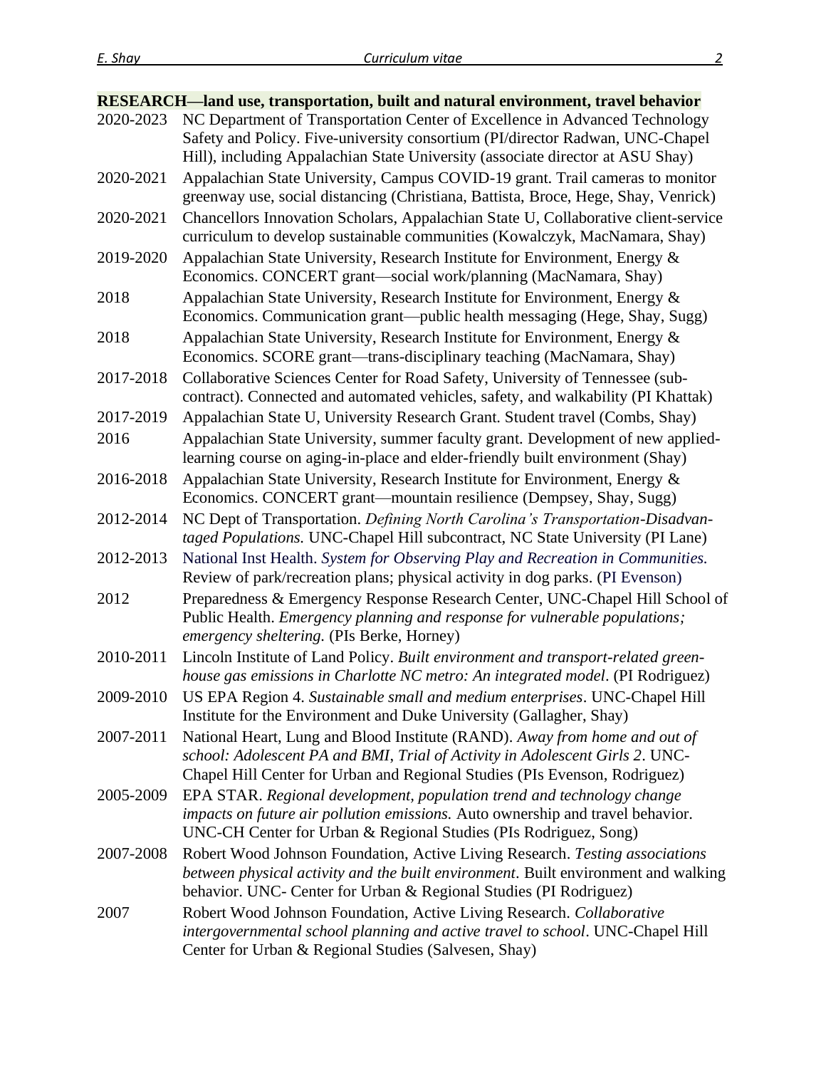**RESEARCH—land use, transportation, built and natural environment, travel behavior**

2020-2023 NC Department of Transportation Center of Excellence in Advanced Technology Safety and Policy. Five-university consortium (PI/director Radwan, UNC-Chapel Hill), including Appalachian State University (associate director at ASU Shay)

2020-2021 Appalachian State University, Campus COVID-19 grant. Trail cameras to monitor greenway use, social distancing (Christiana, Battista, Broce, Hege, Shay, Venrick)

2020-2021 Chancellors Innovation Scholars, Appalachian State U, Collaborative client-service curriculum to develop sustainable communities (Kowalczyk, MacNamara, Shay)

2019-2020 Appalachian State University, Research Institute for Environment, Energy & Economics. CONCERT grant—social work/planning (MacNamara, Shay)

2018 Appalachian State University, Research Institute for Environment, Energy & Economics. Communication grant—public health messaging (Hege, Shay, Sugg)

2018 Appalachian State University, Research Institute for Environment, Energy & Economics. SCORE grant—trans-disciplinary teaching (MacNamara, Shay)

2017-2018 Collaborative Sciences Center for Road Safety, University of Tennessee (sub-contract). Connected and automated vehicles, safety, and walkability (PI Khattak)

2017-2019 Appalachian State U, University Research Grant. Student travel (Combs, Shay)

2016 Appalachian State University, summer faculty grant. Development of new applied-learning course on aging-in-place and elder-friendly built environment (Shay)

2016-2018 Appalachian State University, Research Institute for Environment, Energy & Economics. CONCERT grant—mountain resilience (Dempsey, Shay, Sugg)

2012-2014 NC Dept of Transportation. *Defining North Carolina's Transportation-Disadvantaged Populations.* UNC-Chapel Hill subcontract, NC State University (PI Lane)

2012-2013 National Inst Health. *System for Observing Play and Recreation in Communities.* Review of park/recreation plans; physical activity in dog parks. (PI Evenson)

2012 Preparedness & Emergency Response Research Center, UNC-Chapel Hill School of Public Health. *Emergency planning and response for vulnerable populations; emergency sheltering.* (PIs Berke, Horney)

2010-2011 Lincoln Institute of Land Policy. *Built environment and transport-related greenhouse gas emissions in Charlotte NC metro: An integrated model*. (PI Rodriguez)

2009-2010 US EPA Region 4. *Sustainable small and medium enterprises*. UNC-Chapel Hill Institute for the Environment and Duke University (Gallagher, Shay)

2007-2011 National Heart, Lung and Blood Institute (RAND). *Away from home and out of school: Adolescent PA and BMI*, *Trial of Activity in Adolescent Girls 2*. UNC-Chapel Hill Center for Urban and Regional Studies (PIs Evenson, Rodriguez)

2005-2009 EPA STAR. *Regional development, population trend and technology change impacts on future air pollution emissions.* Auto ownership and travel behavior. UNC-CH Center for Urban & Regional Studies (PIs Rodriguez, Song)

2007-2008 Robert Wood Johnson Foundation, Active Living Research. *Testing associations between physical activity and the built environment*. Built environment and walking behavior. UNC- Center for Urban & Regional Studies (PI Rodriguez)

2007 Robert Wood Johnson Foundation, Active Living Research. *Collaborative intergovernmental school planning and active travel to school*. UNC-Chapel Hill Center for Urban & Regional Studies (Salvesen, Shay)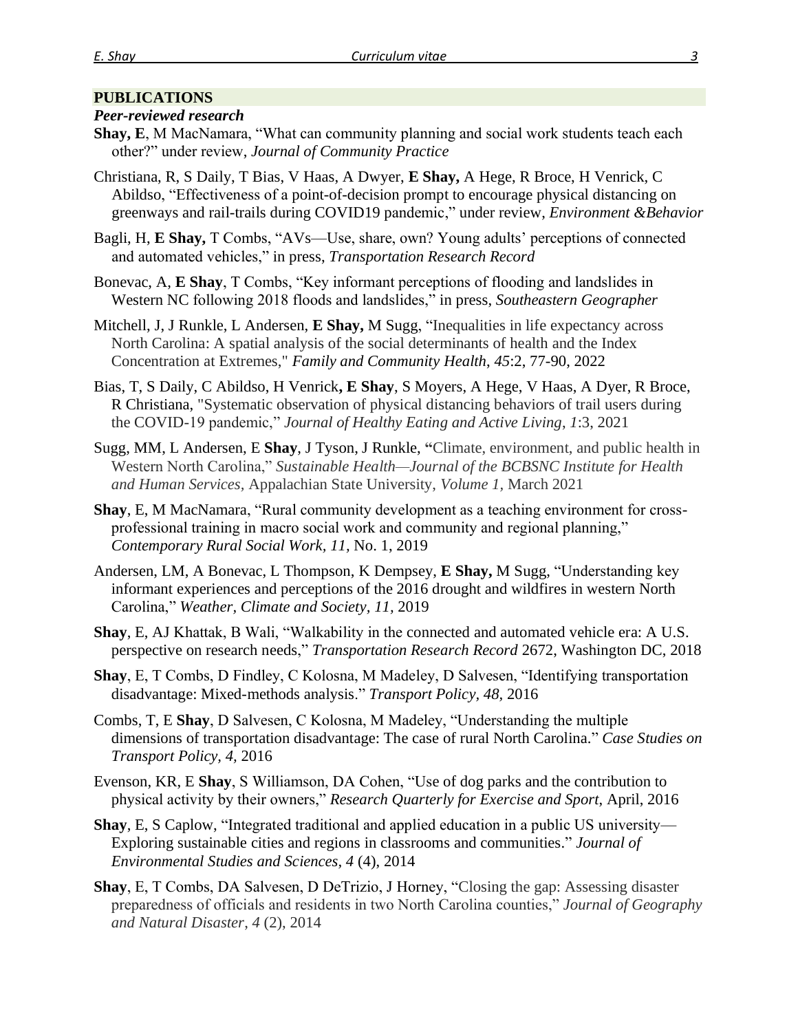## PUBLICATIONS

### *Peer-reviewed research*

**Shay, E**, M MacNamara, "What can community planning and social work students teach each other?" under review, *Journal of Community Practice*

Christiana, R, S Daily, T Bias, V Haas, A Dwyer, **E Shay,** A Hege, R Broce, H Venrick, C Abildso, "Effectiveness of a point-of-decision prompt to encourage physical distancing on greenways and rail-trails during COVID19 pandemic," under review, *Environment &Behavior*

Bagli, H, **E Shay,** T Combs, "AVs—Use, share, own? Young adults' perceptions of connected and automated vehicles," in press, *Transportation Research Record*

Bonevac, A, **E Shay**, T Combs, "Key informant perceptions of flooding and landslides in Western NC following 2018 floods and landslides," in press, *Southeastern Geographer*

Mitchell, J, J Runkle, L Andersen, **E Shay,** M Sugg, "Inequalities in life expectancy across North Carolina: A spatial analysis of the social determinants of health and the Index Concentration at Extremes," *Family and Community Health, 45*:2, 77-90, 2022

Bias, T, S Daily, C Abildso, H Venrick**, E Shay**, S Moyers, A Hege, V Haas, A Dyer, R Broce, R Christiana, "Systematic observation of physical distancing behaviors of trail users during the COVID-19 pandemic," *Journal of Healthy Eating and Active Living*, *1*:3, 2021

Sugg, MM, L Andersen, E **Shay**, J Tyson, J Runkle, **"**Climate, environment, and public health in Western North Carolina," *Sustainable Health—Journal of the BCBSNC Institute for Health and Human Services,* Appalachian State University, *Volume 1,* March 2021

**Shay**, E, M MacNamara, "Rural community development as a teaching environment for cross-professional training in macro social work and community and regional planning," *Contemporary Rural Social Work, 11,* No. 1, 2019

Andersen, LM, A Bonevac, L Thompson, K Dempsey, **E Shay,** M Sugg, "Understanding key informant experiences and perceptions of the 2016 drought and wildfires in western North Carolina," *Weather, Climate and Society, 11,* 2019

**Shay**, E, AJ Khattak, B Wali, "Walkability in the connected and automated vehicle era: A U.S. perspective on research needs," *Transportation Research Record* 2672*,* Washington DC, 2018

**Shay**, E, T Combs, D Findley, C Kolosna, M Madeley, D Salvesen, "Identifying transportation disadvantage: Mixed-methods analysis." *Transport Policy, 48,* 2016

Combs, T, E **Shay**, D Salvesen, C Kolosna, M Madeley, "Understanding the multiple dimensions of transportation disadvantage: The case of rural North Carolina." *Case Studies on Transport Policy, 4,* 2016

Evenson, KR, E **Shay**, S Williamson, DA Cohen, "Use of dog parks and the contribution to physical activity by their owners," *Research Quarterly for Exercise and Sport*, April, 2016

**Shay**, E, S Caplow, "Integrated traditional and applied education in a public US university—Exploring sustainable cities and regions in classrooms and communities." *Journal of Environmental Studies and Sciences*, *4* (4), 2014

**Shay**, E, T Combs, DA Salvesen, D DeTrizio, J Horney, "Closing the gap: Assessing disaster preparedness of officials and residents in two North Carolina counties," *Journal of Geography and Natural Disaster*, *4* (2), 2014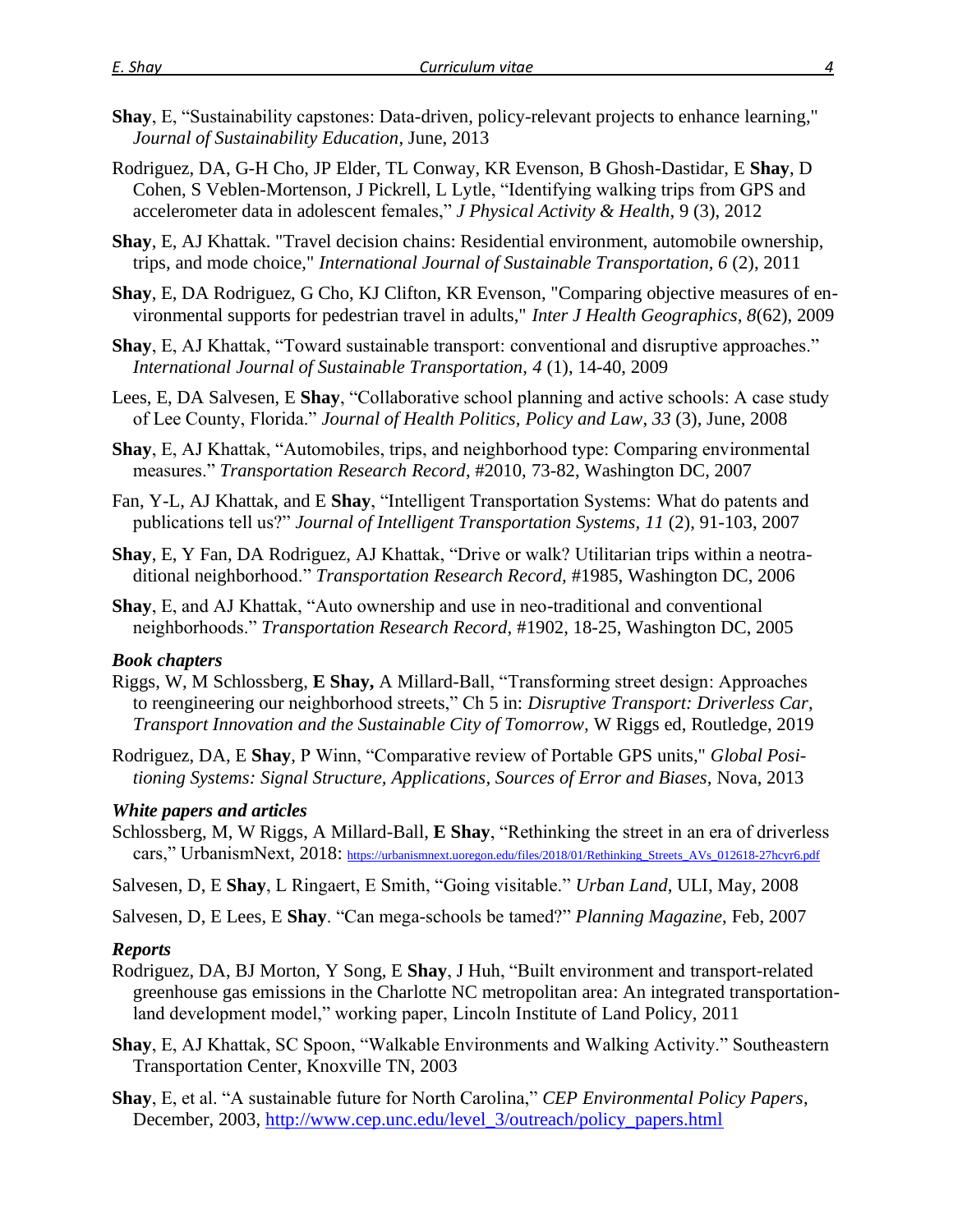**Shay**, E, "Sustainability capstones: Data-driven, policy-relevant projects to enhance learning," *Journal of Sustainability Education*, June, 2013

Rodriguez, DA, G-H Cho, JP Elder, TL Conway, KR Evenson, B Ghosh-Dastidar, E **Shay**, D Cohen, S Veblen-Mortenson, J Pickrell, L Lytle, "Identifying walking trips from GPS and accelerometer data in adolescent females," *J Physical Activity & Health*, 9 (3), 2012

**Shay**, E, AJ Khattak. "Travel decision chains: Residential environment, automobile ownership, trips, and mode choice," *International Journal of Sustainable Transportation, 6* (2), 2011

**Shay**, E, DA Rodriguez, G Cho, KJ Clifton, KR Evenson, "Comparing objective measures of environmental supports for pedestrian travel in adults," *Inter J Health Geographics*, *8*(62), 2009

**Shay**, E, AJ Khattak, "Toward sustainable transport: conventional and disruptive approaches." *International Journal of Sustainable Transportation, 4* (1), 14-40, 2009

Lees, E, DA Salvesen, E **Shay**, "Collaborative school planning and active schools: A case study of Lee County, Florida." *Journal of Health Politics, Policy and Law*, *33* (3), June, 2008

**Shay**, E, AJ Khattak, "Automobiles, trips, and neighborhood type: Comparing environmental measures." *Transportation Research Record*, #2010, 73-82, Washington DC, 2007

Fan, Y-L, AJ Khattak, and E **Shay**, "Intelligent Transportation Systems: What do patents and publications tell us?" *Journal of Intelligent Transportation Systems, 11* (2), 91-103, 2007

**Shay**, E, Y Fan, DA Rodriguez, AJ Khattak, "Drive or walk? Utilitarian trips within a neotraditional neighborhood." *Transportation Research Record,* #1985, Washington DC, 2006

**Shay**, E, and AJ Khattak, "Auto ownership and use in neo-traditional and conventional neighborhoods." *Transportation Research Record*, #1902, 18-25, Washington DC, 2005

### *Book chapters*

Riggs, W, M Schlossberg, **E Shay,** A Millard-Ball, "Transforming street design: Approaches to reengineering our neighborhood streets," Ch 5 in: *Disruptive Transport: Driverless Car, Transport Innovation and the Sustainable City of Tomorrow,* W Riggs ed, Routledge, 2019

Rodriguez, DA, E **Shay**, P Winn, "Comparative review of Portable GPS units," *Global Positioning Systems: Signal Structure, Applications, Sources of Error and Biases,* Nova, 2013

### *White papers and articles*

Schlossberg, M, W Riggs, A Millard-Ball, **E Shay**, "Rethinking the street in an era of driverless cars," UrbanismNext, 2018: https://urbanismnext.uoregon.edu/files/2018/01/Rethinking_Streets_AVs_012618-27hcyr6.pdf

Salvesen, D, E **Shay**, L Ringaert, E Smith, "Going visitable." *Urban Land*, ULI, May, 2008

Salvesen, D, E Lees, E **Shay**. "Can mega-schools be tamed?" *Planning Magazine*, Feb, 2007

### *Reports*

Rodriguez, DA, BJ Morton, Y Song, E **Shay**, J Huh, "Built environment and transport-related greenhouse gas emissions in the Charlotte NC metropolitan area: An integrated transportation-land development model," working paper, Lincoln Institute of Land Policy, 2011

**Shay**, E, AJ Khattak, SC Spoon, "Walkable Environments and Walking Activity." Southeastern Transportation Center, Knoxville TN, 2003

**Shay**, E, et al. "A sustainable future for North Carolina," *CEP Environmental Policy Papers*, December, 2003, http://www.cep.unc.edu/level_3/outreach/policy_papers.html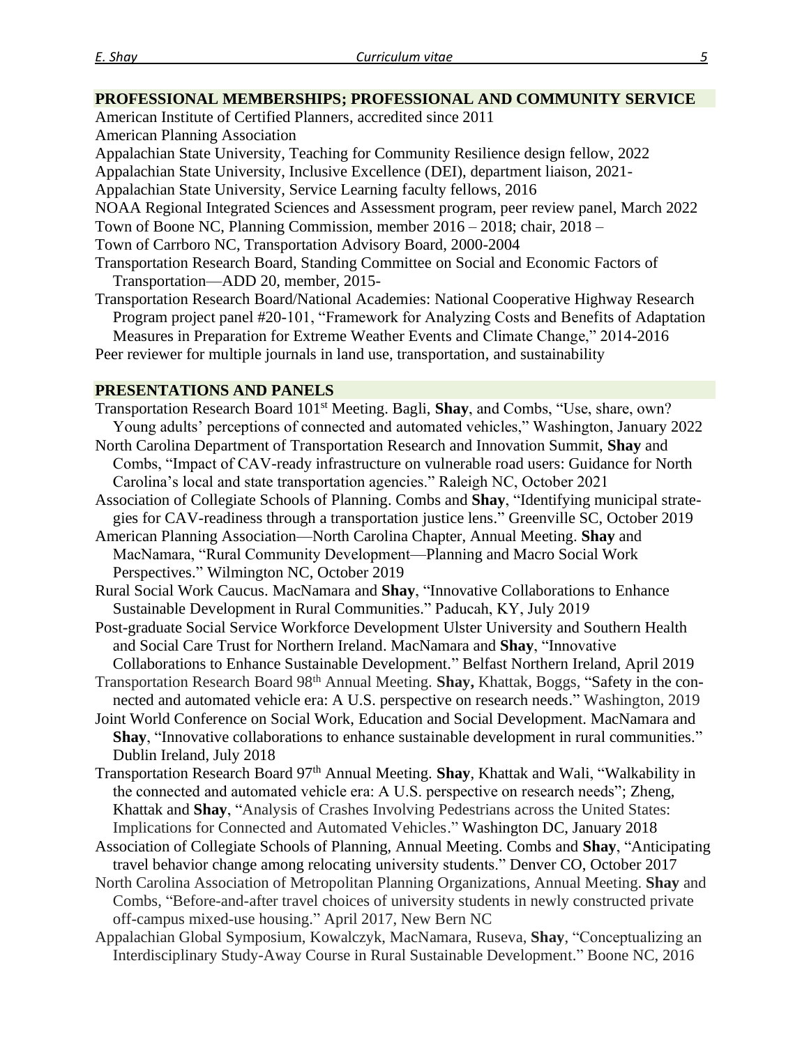## PROFESSIONAL MEMBERSHIPS; PROFESSIONAL AND COMMUNITY SERVICE

American Institute of Certified Planners, accredited since 2011
American Planning Association
Appalachian State University, Teaching for Community Resilience design fellow, 2022
Appalachian State University, Inclusive Excellence (DEI), department liaison, 2021-
Appalachian State University, Service Learning faculty fellows, 2016
NOAA Regional Integrated Sciences and Assessment program, peer review panel, March 2022
Town of Boone NC, Planning Commission, member 2016 – 2018; chair, 2018 –
Town of Carrboro NC, Transportation Advisory Board, 2000-2004
Transportation Research Board, Standing Committee on Social and Economic Factors of Transportation—ADD 20, member, 2015-
Transportation Research Board/National Academies: National Cooperative Highway Research Program project panel #20-101, "Framework for Analyzing Costs and Benefits of Adaptation Measures in Preparation for Extreme Weather Events and Climate Change," 2014-2016
Peer reviewer for multiple journals in land use, transportation, and sustainability

## PRESENTATIONS AND PANELS

Transportation Research Board 101st Meeting. Bagli, **Shay**, and Combs, "Use, share, own? Young adults' perceptions of connected and automated vehicles," Washington, January 2022

North Carolina Department of Transportation Research and Innovation Summit, **Shay** and Combs, "Impact of CAV-ready infrastructure on vulnerable road users: Guidance for North Carolina's local and state transportation agencies." Raleigh NC, October 2021

Association of Collegiate Schools of Planning. Combs and **Shay**, "Identifying municipal strategies for CAV-readiness through a transportation justice lens." Greenville SC, October 2019

American Planning Association—North Carolina Chapter, Annual Meeting. **Shay** and MacNamara, "Rural Community Development—Planning and Macro Social Work Perspectives." Wilmington NC, October 2019

Rural Social Work Caucus. MacNamara and **Shay**, "Innovative Collaborations to Enhance Sustainable Development in Rural Communities." Paducah, KY, July 2019

Post-graduate Social Service Workforce Development Ulster University and Southern Health and Social Care Trust for Northern Ireland. MacNamara and **Shay**, "Innovative Collaborations to Enhance Sustainable Development." Belfast Northern Ireland, April 2019

Transportation Research Board 98th Annual Meeting. **Shay,** Khattak, Boggs, "Safety in the connected and automated vehicle era: A U.S. perspective on research needs." Washington, 2019

Joint World Conference on Social Work, Education and Social Development. MacNamara and **Shay**, "Innovative collaborations to enhance sustainable development in rural communities." Dublin Ireland, July 2018

Transportation Research Board 97th Annual Meeting. **Shay**, Khattak and Wali, "Walkability in the connected and automated vehicle era: A U.S. perspective on research needs"; Zheng, Khattak and **Shay**, "Analysis of Crashes Involving Pedestrians across the United States: Implications for Connected and Automated Vehicles." Washington DC, January 2018

Association of Collegiate Schools of Planning, Annual Meeting. Combs and **Shay**, "Anticipating travel behavior change among relocating university students." Denver CO, October 2017

North Carolina Association of Metropolitan Planning Organizations, Annual Meeting. **Shay** and Combs, "Before-and-after travel choices of university students in newly constructed private off-campus mixed-use housing." April 2017, New Bern NC

Appalachian Global Symposium, Kowalczyk, MacNamara, Ruseva, **Shay**, "Conceptualizing an Interdisciplinary Study-Away Course in Rural Sustainable Development." Boone NC, 2016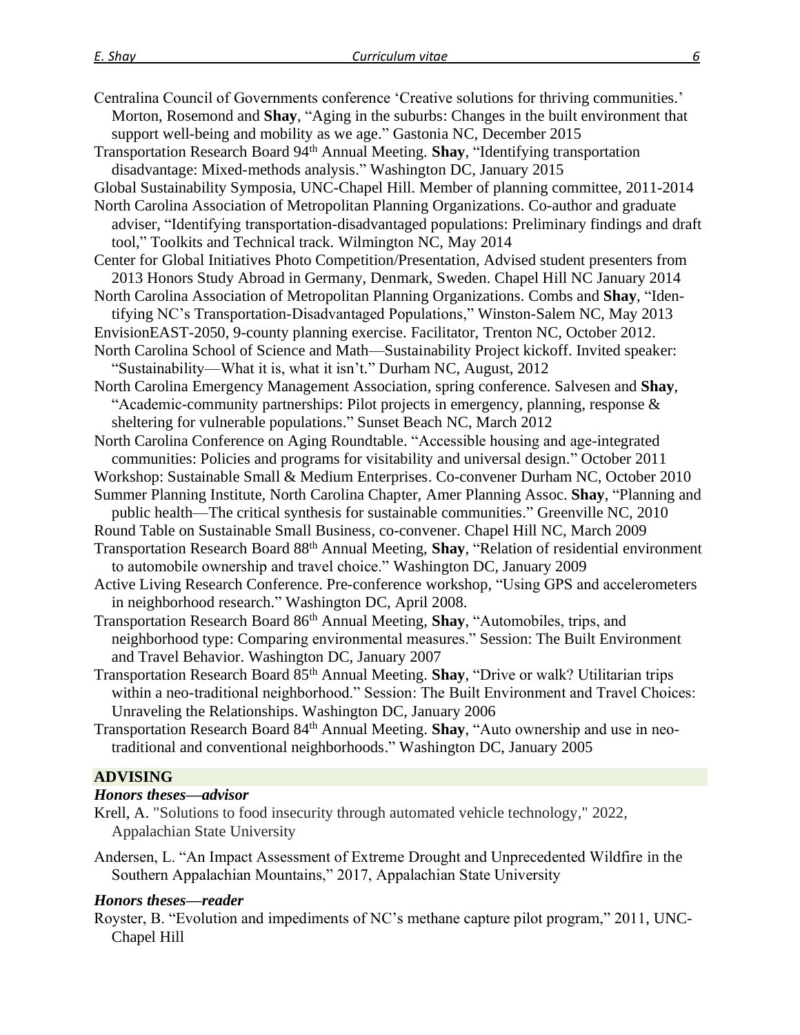Centralina Council of Governments conference 'Creative solutions for thriving communities.' Morton, Rosemond and **Shay**, "Aging in the suburbs: Changes in the built environment that support well-being and mobility as we age." Gastonia NC, December 2015

Transportation Research Board 94th Annual Meeting. **Shay**, "Identifying transportation disadvantage: Mixed-methods analysis." Washington DC, January 2015

Global Sustainability Symposia, UNC-Chapel Hill. Member of planning committee, 2011-2014

North Carolina Association of Metropolitan Planning Organizations. Co-author and graduate adviser, "Identifying transportation-disadvantaged populations: Preliminary findings and draft tool," Toolkits and Technical track. Wilmington NC, May 2014

Center for Global Initiatives Photo Competition/Presentation, Advised student presenters from 2013 Honors Study Abroad in Germany, Denmark, Sweden. Chapel Hill NC January 2014

North Carolina Association of Metropolitan Planning Organizations. Combs and **Shay**, "Identifying NC's Transportation-Disadvantaged Populations," Winston-Salem NC, May 2013

EnvisionEAST-2050, 9-county planning exercise. Facilitator, Trenton NC, October 2012.

North Carolina School of Science and Math—Sustainability Project kickoff. Invited speaker: "Sustainability—What it is, what it isn't." Durham NC, August, 2012

North Carolina Emergency Management Association, spring conference. Salvesen and **Shay**, "Academic-community partnerships: Pilot projects in emergency, planning, response & sheltering for vulnerable populations." Sunset Beach NC, March 2012

North Carolina Conference on Aging Roundtable. "Accessible housing and age-integrated communities: Policies and programs for visitability and universal design." October 2011

Workshop: Sustainable Small & Medium Enterprises. Co-convener Durham NC, October 2010

Summer Planning Institute, North Carolina Chapter, Amer Planning Assoc. **Shay**, "Planning and public health—The critical synthesis for sustainable communities." Greenville NC, 2010

Round Table on Sustainable Small Business, co-convener. Chapel Hill NC, March 2009

Transportation Research Board 88th Annual Meeting, **Shay**, "Relation of residential environment to automobile ownership and travel choice." Washington DC, January 2009

Active Living Research Conference. Pre-conference workshop, "Using GPS and accelerometers in neighborhood research." Washington DC, April 2008.

Transportation Research Board 86th Annual Meeting, **Shay**, "Automobiles, trips, and neighborhood type: Comparing environmental measures." Session: The Built Environment and Travel Behavior. Washington DC, January 2007

Transportation Research Board 85th Annual Meeting. **Shay**, "Drive or walk? Utilitarian trips within a neo-traditional neighborhood." Session: The Built Environment and Travel Choices: Unraveling the Relationships. Washington DC, January 2006

Transportation Research Board 84th Annual Meeting. **Shay**, "Auto ownership and use in neo-traditional and conventional neighborhoods." Washington DC, January 2005

## ADVISING

### *Honors theses—advisor*

Krell, A. "Solutions to food insecurity through automated vehicle technology," 2022, Appalachian State University

Andersen, L. "An Impact Assessment of Extreme Drought and Unprecedented Wildfire in the Southern Appalachian Mountains," 2017, Appalachian State University

### *Honors theses—reader*

Royster, B. "Evolution and impediments of NC's methane capture pilot program," 2011, UNC-Chapel Hill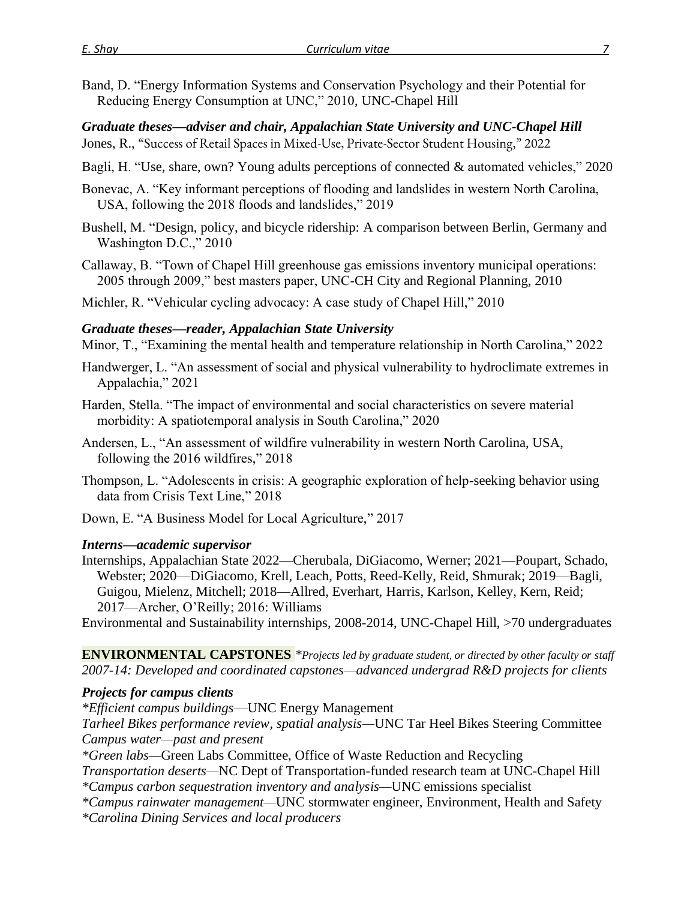Band, D. "Energy Information Systems and Conservation Psychology and their Potential for Reducing Energy Consumption at UNC," 2010, UNC-Chapel Hill

### *Graduate theses—adviser and chair, Appalachian State University and UNC-Chapel Hill*

Jones, R., "Success of Retail Spaces in Mixed-Use, Private-Sector Student Housing," 2022

Bagli, H. "Use, share, own? Young adults perceptions of connected & automated vehicles," 2020

Bonevac, A. "Key informant perceptions of flooding and landslides in western North Carolina, USA, following the 2018 floods and landslides," 2019

Bushell, M. "Design, policy, and bicycle ridership: A comparison between Berlin, Germany and Washington D.C.," 2010

Callaway, B. "Town of Chapel Hill greenhouse gas emissions inventory municipal operations: 2005 through 2009," best masters paper, UNC-CH City and Regional Planning, 2010

Michler, R. "Vehicular cycling advocacy: A case study of Chapel Hill," 2010

### *Graduate theses—reader, Appalachian State University*

Minor, T., "Examining the mental health and temperature relationship in North Carolina," 2022

Handwerger, L. "An assessment of social and physical vulnerability to hydroclimate extremes in Appalachia," 2021

Harden, Stella. "The impact of environmental and social characteristics on severe material morbidity: A spatiotemporal analysis in South Carolina," 2020

Andersen, L., "An assessment of wildfire vulnerability in western North Carolina, USA, following the 2016 wildfires," 2018

Thompson, L. "Adolescents in crisis: A geographic exploration of help-seeking behavior using data from Crisis Text Line," 2018

Down, E. "A Business Model for Local Agriculture," 2017

### *Interns—academic supervisor*

Internships, Appalachian State 2022—Cherubala, DiGiacomo, Werner; 2021—Poupart, Schado, Webster; 2020—DiGiacomo, Krell, Leach, Potts, Reed-Kelly, Reid, Shmurak; 2019—Bagli, Guigou, Mielenz, Mitchell; 2018—Allred, Everhart, Harris, Karlson, Kelley, Kern, Reid; 2017—Archer, O'Reilly; 2016: Williams

Environmental and Sustainability internships, 2008-2014, UNC-Chapel Hill, >70 undergraduates

## ENVIRONMENTAL CAPSTONES *\*Projects led by graduate student, or directed by other faculty or staff*

*2007-14: Developed and coordinated capstones—advanced undergrad R&D projects for clients*

### *Projects for campus clients*

*\*Efficient campus buildings*—UNC Energy Management
*Tarheel Bikes performance review, spatial analysis*—UNC Tar Heel Bikes Steering Committee
*Campus water—past and present*
*\*Green labs*—Green Labs Committee, Office of Waste Reduction and Recycling
*Transportation deserts*—NC Dept of Transportation-funded research team at UNC-Chapel Hill
*\*Campus carbon sequestration inventory and analysis*—UNC emissions specialist
*\*Campus rainwater management*—UNC stormwater engineer, Environment, Health and Safety
*\*Carolina Dining Services and local producers*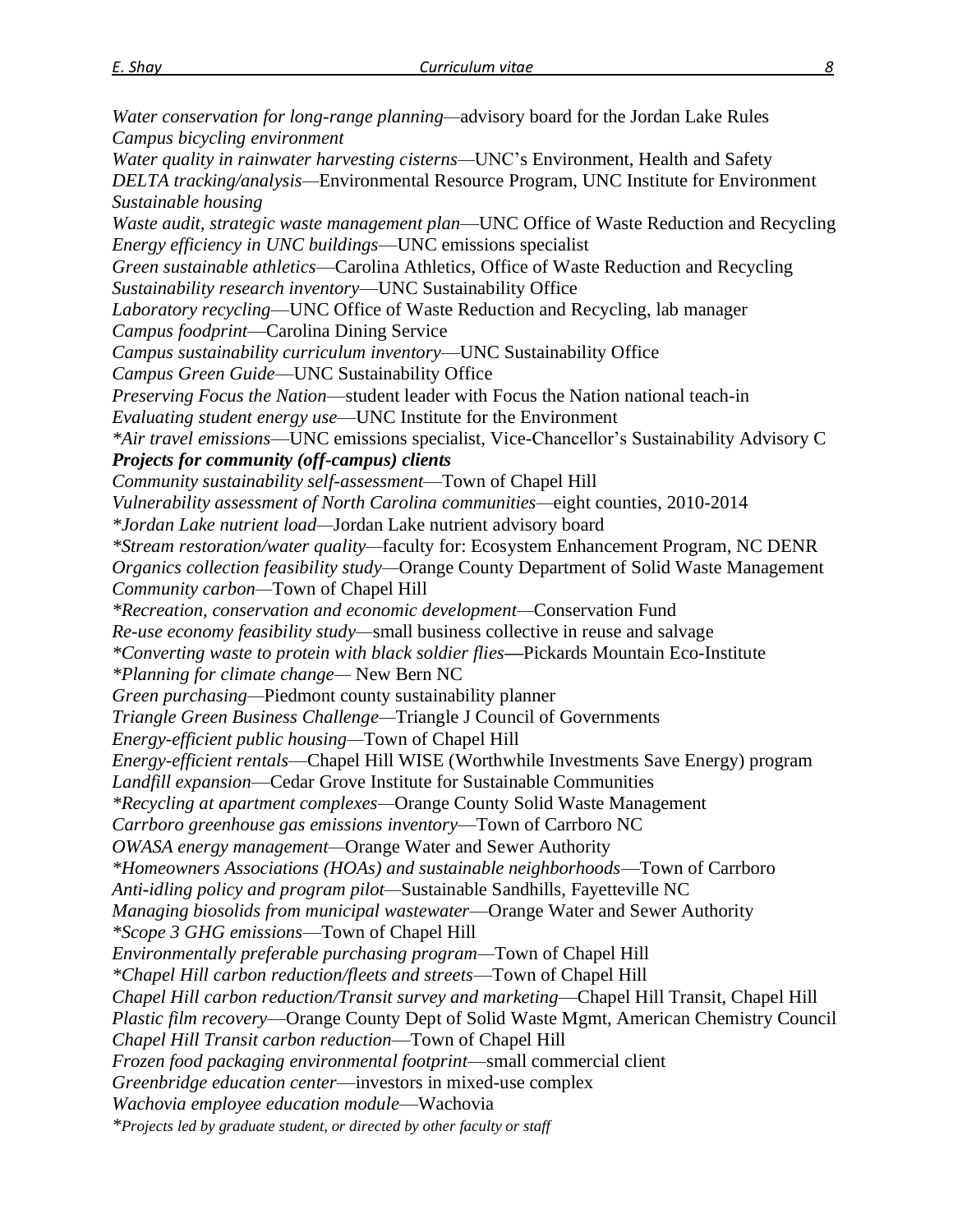*Water conservation for long-range planning*—advisory board for the Jordan Lake Rules
*Campus bicycling environment*
*Water quality in rainwater harvesting cisterns*—UNC's Environment, Health and Safety
*DELTA tracking/analysis*—Environmental Resource Program, UNC Institute for Environment
*Sustainable housing*
*Waste audit, strategic waste management plan*—UNC Office of Waste Reduction and Recycling
*Energy efficiency in UNC buildings*—UNC emissions specialist
*Green sustainable athletics*—Carolina Athletics, Office of Waste Reduction and Recycling
*Sustainability research inventory*—UNC Sustainability Office
*Laboratory recycling*—UNC Office of Waste Reduction and Recycling, lab manager
*Campus foodprint*—Carolina Dining Service
*Campus sustainability curriculum inventory*—UNC Sustainability Office
*Campus Green Guide*—UNC Sustainability Office
*Preserving Focus the Nation*—student leader with Focus the Nation national teach-in
*Evaluating student energy use*—UNC Institute for the Environment
*\*Air travel emissions*—UNC emissions specialist, Vice-Chancellor's Sustainability Advisory C

***Projects for community (off-campus) clients***

*Community sustainability self-assessment*—Town of Chapel Hill
*Vulnerability assessment of North Carolina communities*—eight counties, 2010-2014
*\*Jordan Lake nutrient load*—Jordan Lake nutrient advisory board
*\*Stream restoration/water quality*—faculty for: Ecosystem Enhancement Program, NC DENR
*Organics collection feasibility study*—Orange County Department of Solid Waste Management
*Community carbon*—Town of Chapel Hill
*\*Recreation, conservation and economic development*—Conservation Fund
*Re-use economy feasibility study*—small business collective in reuse and salvage
*\*Converting waste to protein with black soldier flies*—Pickards Mountain Eco-Institute
*\*Planning for climate change*— New Bern NC
*Green purchasing*—Piedmont county sustainability planner
*Triangle Green Business Challenge*—Triangle J Council of Governments
*Energy-efficient public housing*—Town of Chapel Hill
*Energy-efficient rentals*—Chapel Hill WISE (Worthwhile Investments Save Energy) program
*Landfill expansion*—Cedar Grove Institute for Sustainable Communities
*\*Recycling at apartment complexes*—Orange County Solid Waste Management
*Carrboro greenhouse gas emissions inventory*—Town of Carrboro NC
*OWASA energy management*—Orange Water and Sewer Authority
*\*Homeowners Associations (HOAs) and sustainable neighborhoods*—Town of Carrboro
*Anti-idling policy and program pilot*—Sustainable Sandhills, Fayetteville NC
*Managing biosolids from municipal wastewater*—Orange Water and Sewer Authority
*\*Scope 3 GHG emissions*—Town of Chapel Hill
*Environmentally preferable purchasing program*—Town of Chapel Hill
*\*Chapel Hill carbon reduction/fleets and streets*—Town of Chapel Hill
*Chapel Hill carbon reduction/Transit survey and marketing*—Chapel Hill Transit, Chapel Hill
*Plastic film recovery*—Orange County Dept of Solid Waste Mgmt, American Chemistry Council
*Chapel Hill Transit carbon reduction*—Town of Chapel Hill
*Frozen food packaging environmental footprint*—small commercial client
*Greenbridge education center*—investors in mixed-use complex
*Wachovia employee education module*—Wachovia

*\*Projects led by graduate student, or directed by other faculty or staff*